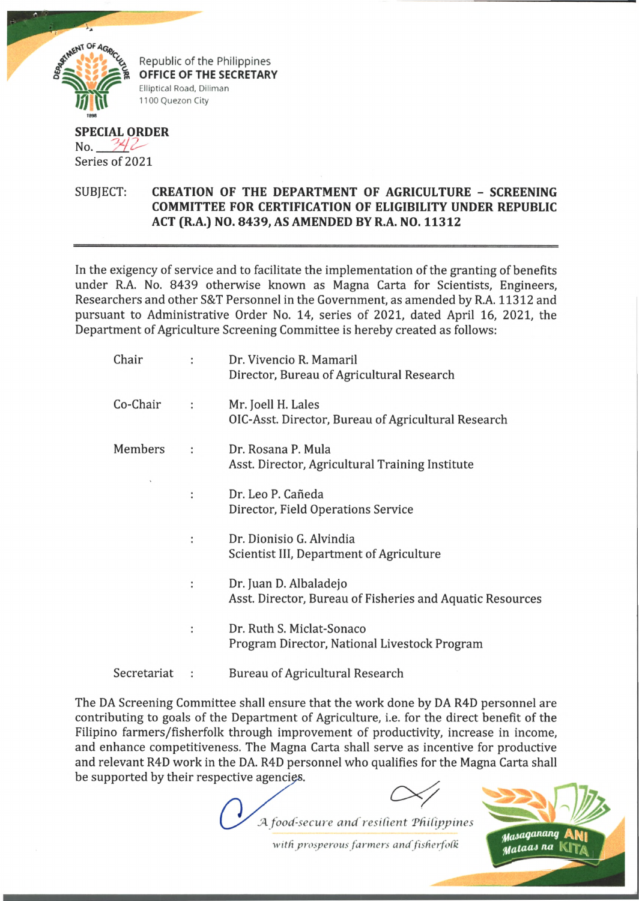Republic of the Philippines
**OFFICE OF THE SECRETARY**
Elliptical Road, Diliman
1100 Quezon City

**SPECIAL ORDER**
No. 342
Series of 2021

SUBJECT: **CREATION OF THE DEPARTMENT OF AGRICULTURE - SCREENING COMMITTEE FOR CERTIFICATION OF ELIGIBILITY UNDER REPUBLIC ACT (R.A.) NO. 8439, AS AMENDED BY R.A. NO. 11312**

In the exigency of service and to facilitate the implementation of the granting of benefits under R.A. No. 8439 otherwise known as Magna Carta for Scientists, Engineers, Researchers and other S&T Personnel in the Government, as amended by R.A. 11312 and pursuant to Administrative Order No. 14, series of 2021, dated April 16, 2021, the Department of Agriculture Screening Committee is hereby created as follows:

| | | |
|---|---|---|
| Chair | : | Dr. Vivencio R. Mamaril<br>Director, Bureau of Agricultural Research |
| Co-Chair | : | Mr. Joell H. Lales<br>OIC-Asst. Director, Bureau of Agricultural Research |
| Members | : | Dr. Rosana P. Mula<br>Asst. Director, Agricultural Training Institute |
| | : | Dr. Leo P. Cañeda<br>Director, Field Operations Service |
| | : | Dr. Dionisio G. Alvindia<br>Scientist III, Department of Agriculture |
| | : | Dr. Juan D. Albaladejo<br>Asst. Director, Bureau of Fisheries and Aquatic Resources |
| | : | Dr. Ruth S. Miclat-Sonaco<br>Program Director, National Livestock Program |
| Secretariat | : | Bureau of Agricultural Research |

The DA Screening Committee shall ensure that the work done by DA R4D personnel are contributing to goals of the Department of Agriculture, i.e. for the direct benefit of the Filipino farmers/fisherfolk through improvement of productivity, increase in income, and enhance competitiveness. The Magna Carta shall serve as incentive for productive and relevant R4D work in the DA. R4D personnel who qualifies for the Magna Carta shall be supported by their respective agencies.

*A food-secure and resilient Philippines with prosperous farmers and fisherfolk*

Masaganang ANI Mataas na KITA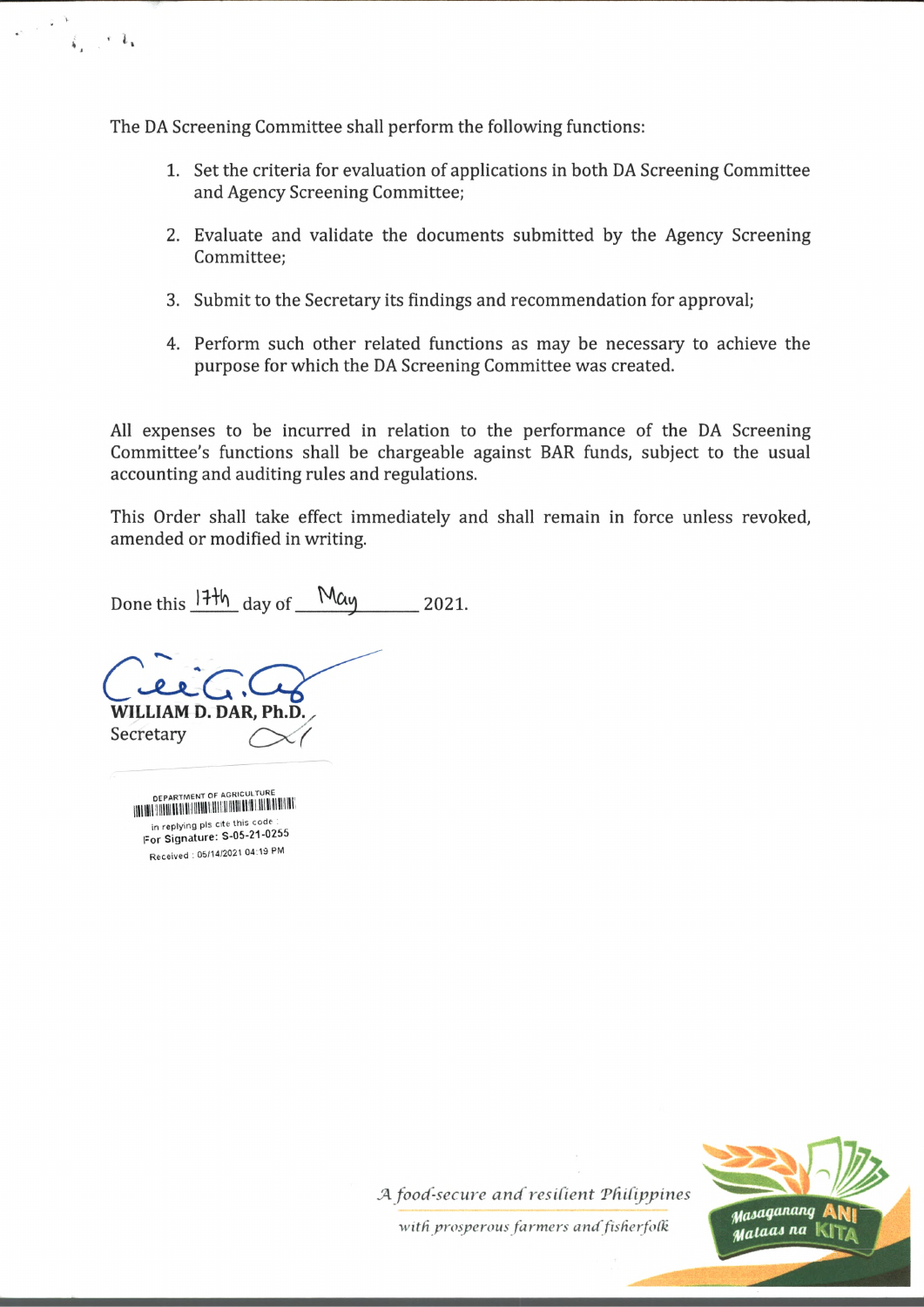The DA Screening Committee shall perform the following functions:

1. Set the criteria for evaluation of applications in both DA Screening Committee and Agency Screening Committee;
2. Evaluate and validate the documents submitted by the Agency Screening Committee;
3. Submit to the Secretary its findings and recommendation for approval;
4. Perform such other related functions as may be necessary to achieve the purpose for which the DA Screening Committee was created.

All expenses to be incurred in relation to the performance of the DA Screening Committee's functions shall be chargeable against BAR funds, subject to the usual accounting and auditing rules and regulations.

This Order shall take effect immediately and shall remain in force unless revoked, amended or modified in writing.

Done this 17th day of May 2021.

**WILLIAM D. DAR, Ph.D.**
Secretary

DEPARTMENT OF AGRICULTURE
in replying pls cite this code :
**For Signature: S-05-21-0255**
Received : 05/14/2021 04:19 PM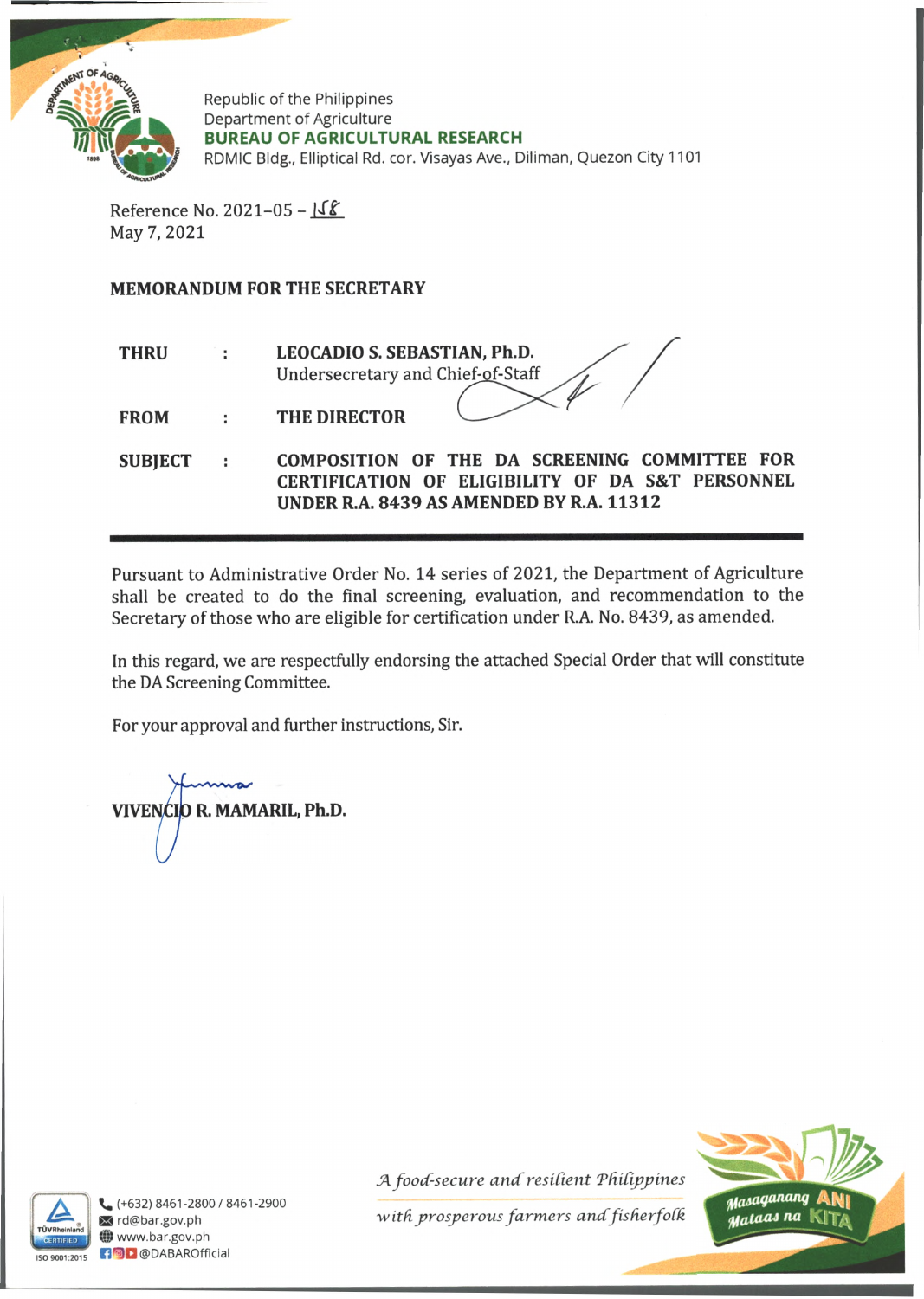Republic of the Philippines
Department of Agriculture
**BUREAU OF AGRICULTURAL RESEARCH**
RDMIC Bldg., Elliptical Rd. cor. Visayas Ave., Diliman, Quezon City 1101

Reference No. 2021-05 – 158
May 7, 2021

**MEMORANDUM FOR THE SECRETARY**

| | | |
|---|---|---|
| **THRU** | : | **LEOCADIO S. SEBASTIAN, Ph.D.**<br>Undersecretary and Chief-of-Staff |
| **FROM** | : | **THE DIRECTOR** |
| **SUBJECT** | : | **COMPOSITION OF THE DA SCREENING COMMITTEE FOR CERTIFICATION OF ELIGIBILITY OF DA S&T PERSONNEL UNDER R.A. 8439 AS AMENDED BY R.A. 11312** |

---

Pursuant to Administrative Order No. 14 series of 2021, the Department of Agriculture shall be created to do the final screening, evaluation, and recommendation to the Secretary of those who are eligible for certification under R.A. No. 8439, as amended.

In this regard, we are respectfully endorsing the attached Special Order that will constitute the DA Screening Committee.

For your approval and further instructions, Sir.

**VIVENCIO R. MAMARIL, Ph.D.**

*A food-secure and resilient Philippines with prosperous farmers and fisherfolk*

Masaganang ANI Mataas na KITA

(+632) 8461-2800 / 8461-2900
rd@bar.gov.ph
www.bar.gov.ph
@DABAROfficial

ISO 9001:2015